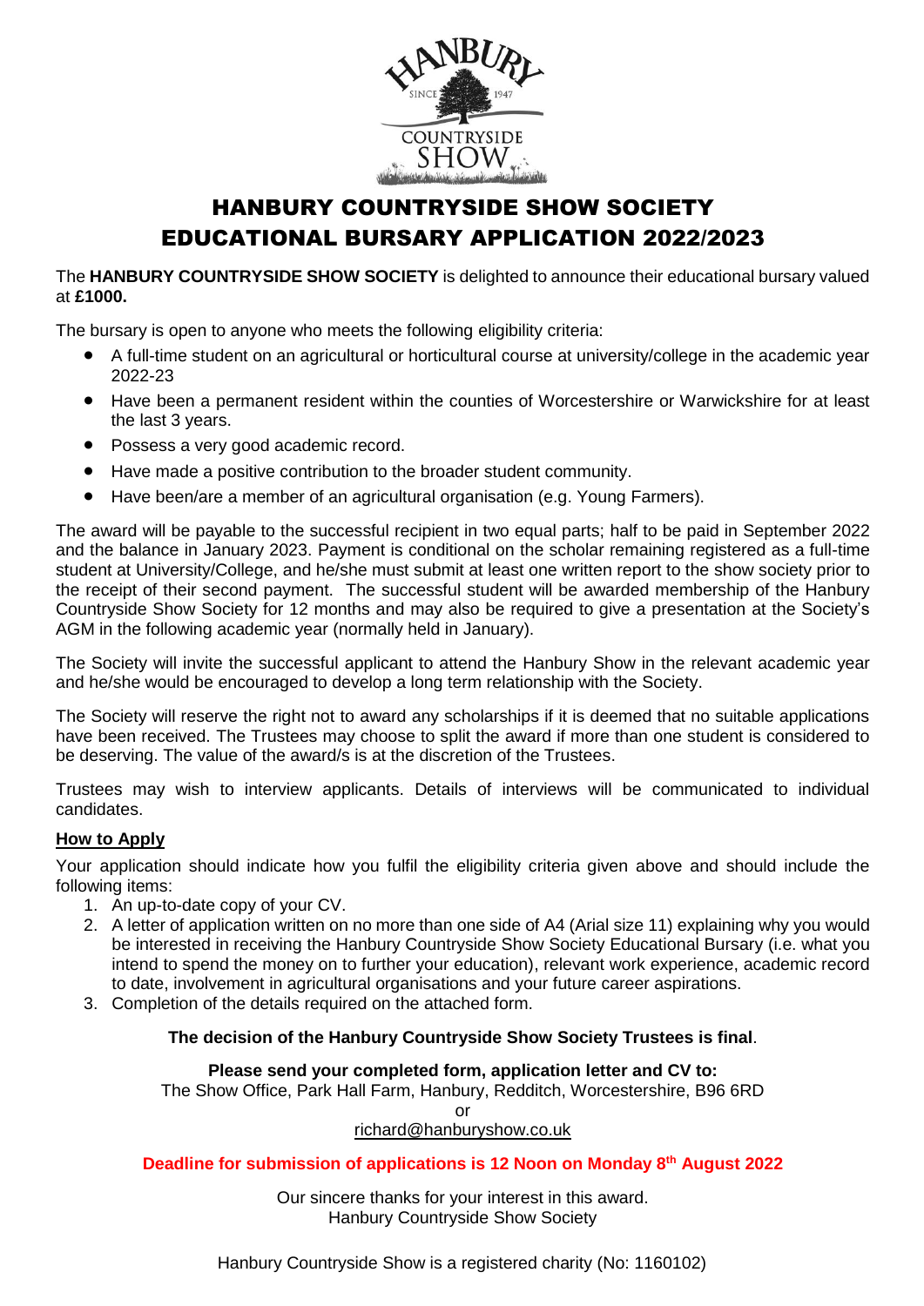# HANBURY COUNTRYSIDE SHOW SOCIETY
# EDUCATIONAL BURSARY APPLICATION 2022/2023

The **HANBURY COUNTRYSIDE SHOW SOCIETY** is delighted to announce their educational bursary valued at **£1000.**

The bursary is open to anyone who meets the following eligibility criteria:

- A full-time student on an agricultural or horticultural course at university/college in the academic year 2022-23
- Have been a permanent resident within the counties of Worcestershire or Warwickshire for at least the last 3 years.
- Possess a very good academic record.
- Have made a positive contribution to the broader student community.
- Have been/are a member of an agricultural organisation (e.g. Young Farmers).

The award will be payable to the successful recipient in two equal parts; half to be paid in September 2022 and the balance in January 2023. Payment is conditional on the scholar remaining registered as a full-time student at University/College, and he/she must submit at least one written report to the show society prior to the receipt of their second payment. The successful student will be awarded membership of the Hanbury Countryside Show Society for 12 months and may also be required to give a presentation at the Society's AGM in the following academic year (normally held in January).

The Society will invite the successful applicant to attend the Hanbury Show in the relevant academic year and he/she would be encouraged to develop a long term relationship with the Society.

The Society will reserve the right not to award any scholarships if it is deemed that no suitable applications have been received. The Trustees may choose to split the award if more than one student is considered to be deserving. The value of the award/s is at the discretion of the Trustees.

Trustees may wish to interview applicants. Details of interviews will be communicated to individual candidates.

## How to Apply

Your application should indicate how you fulfil the eligibility criteria given above and should include the following items:

1. An up-to-date copy of your CV.
2. A letter of application written on no more than one side of A4 (Arial size 11) explaining why you would be interested in receiving the Hanbury Countryside Show Society Educational Bursary (i.e. what you intend to spend the money on to further your education), relevant work experience, academic record to date, involvement in agricultural organisations and your future career aspirations.
3. Completion of the details required on the attached form.

**The decision of the Hanbury Countryside Show Society Trustees is final**.

**Please send your completed form, application letter and CV to:**

The Show Office, Park Hall Farm, Hanbury, Redditch, Worcestershire, B96 6RD

or

richard@hanburyshow.co.uk

**Deadline for submission of applications is 12 Noon on Monday 8th August 2022**

Our sincere thanks for your interest in this award.

Hanbury Countryside Show Society

Hanbury Countryside Show is a registered charity (No: 1160102)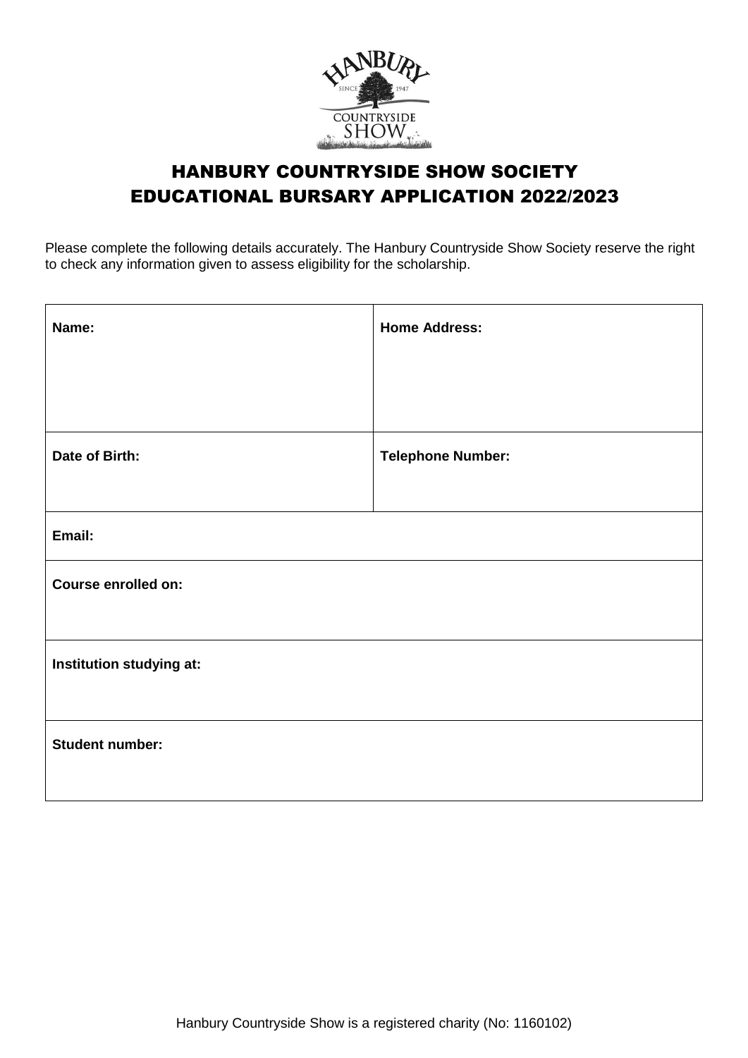# HANBURY COUNTRYSIDE SHOW SOCIETY
# EDUCATIONAL BURSARY APPLICATION 2022/2023

Please complete the following details accurately. The Hanbury Countryside Show Society reserve the right to check any information given to assess eligibility for the scholarship.

| | |
|---|---|
| **Name:** | **Home Address:** |
| **Date of Birth:** | **Telephone Number:** |
| **Email:** | |
| **Course enrolled on:** | |
| **Institution studying at:** | |
| **Student number:** | |

Hanbury Countryside Show is a registered charity (No: 1160102)